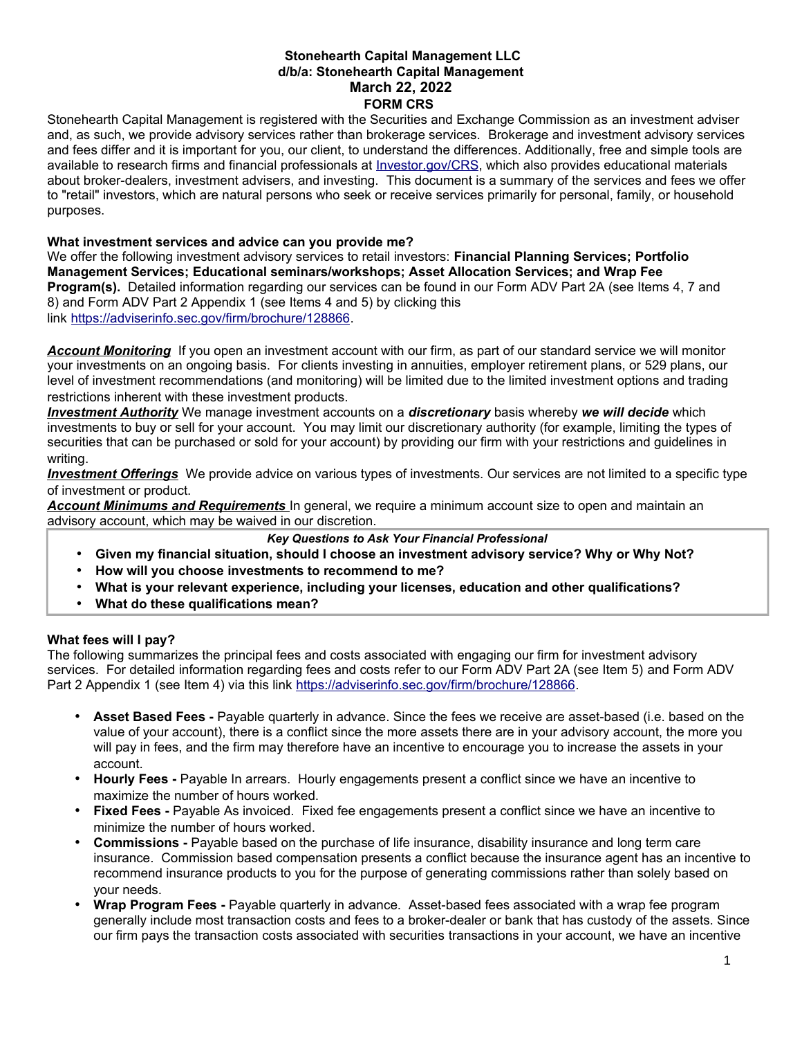**Stonehearth Capital Management LLC**
**d/b/a: Stonehearth Capital Management**
**March 22, 2022**
**FORM CRS**

Stonehearth Capital Management is registered with the Securities and Exchange Commission as an investment adviser and, as such, we provide advisory services rather than brokerage services. Brokerage and investment advisory services and fees differ and it is important for you, our client, to understand the differences. Additionally, free and simple tools are available to research firms and financial professionals at [Investor.gov/CRS](Investor.gov/CRS), which also provides educational materials about broker-dealers, investment advisers, and investing. This document is a summary of the services and fees we offer to "retail" investors, which are natural persons who seek or receive services primarily for personal, family, or household purposes.

## What investment services and advice can you provide me?

We offer the following investment advisory services to retail investors: **Financial Planning Services; Portfolio Management Services; Educational seminars/workshops; Asset Allocation Services; and Wrap Fee Program(s).** Detailed information regarding our services can be found in our Form ADV Part 2A (see Items 4, 7 and 8) and Form ADV Part 2 Appendix 1 (see Items 4 and 5) by clicking this link https://adviserinfo.sec.gov/firm/brochure/128866.

***Account Monitoring*** If you open an investment account with our firm, as part of our standard service we will monitor your investments on an ongoing basis. For clients investing in annuities, employer retirement plans, or 529 plans, our level of investment recommendations (and monitoring) will be limited due to the limited investment options and trading restrictions inherent with these investment products.

***Investment Authority*** We manage investment accounts on a ***discretionary*** basis whereby ***we will decide*** which investments to buy or sell for your account. You may limit our discretionary authority (for example, limiting the types of securities that can be purchased or sold for your account) by providing our firm with your restrictions and guidelines in writing.

***Investment Offerings*** We provide advice on various types of investments. Our services are not limited to a specific type of investment or product.

***Account Minimums and Requirements*** In general, we require a minimum account size to open and maintain an advisory account, which may be waived in our discretion.

***Key Questions to Ask Your Financial Professional***

- **Given my financial situation, should I choose an investment advisory service? Why or Why Not?**
- **How will you choose investments to recommend to me?**
- **What is your relevant experience, including your licenses, education and other qualifications?**
- **What do these qualifications mean?**

## What fees will I pay?

The following summarizes the principal fees and costs associated with engaging our firm for investment advisory services. For detailed information regarding fees and costs refer to our Form ADV Part 2A (see Item 5) and Form ADV Part 2 Appendix 1 (see Item 4) via this link https://adviserinfo.sec.gov/firm/brochure/128866.

- **Asset Based Fees -** Payable quarterly in advance. Since the fees we receive are asset-based (i.e. based on the value of your account), there is a conflict since the more assets there are in your advisory account, the more you will pay in fees, and the firm may therefore have an incentive to encourage you to increase the assets in your account.
- **Hourly Fees -** Payable In arrears. Hourly engagements present a conflict since we have an incentive to maximize the number of hours worked.
- **Fixed Fees -** Payable As invoiced. Fixed fee engagements present a conflict since we have an incentive to minimize the number of hours worked.
- **Commissions -** Payable based on the purchase of life insurance, disability insurance and long term care insurance. Commission based compensation presents a conflict because the insurance agent has an incentive to recommend insurance products to you for the purpose of generating commissions rather than solely based on your needs.
- **Wrap Program Fees -** Payable quarterly in advance. Asset-based fees associated with a wrap fee program generally include most transaction costs and fees to a broker-dealer or bank that has custody of the assets. Since our firm pays the transaction costs associated with securities transactions in your account, we have an incentive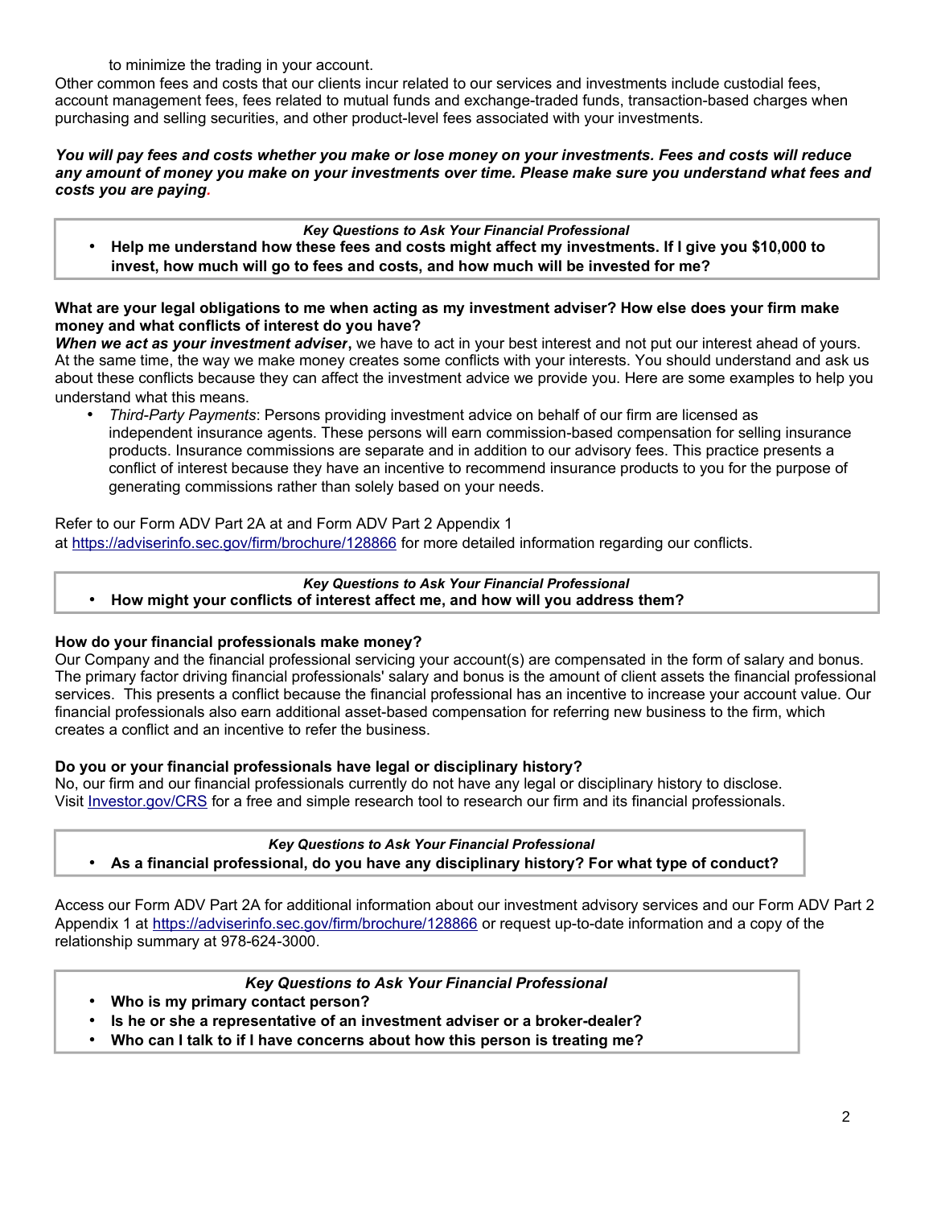to minimize the trading in your account.

Other common fees and costs that our clients incur related to our services and investments include custodial fees, account management fees, fees related to mutual funds and exchange-traded funds, transaction-based charges when purchasing and selling securities, and other product-level fees associated with your investments.

***You will pay fees and costs whether you make or lose money on your investments. Fees and costs will reduce any amount of money you make on your investments over time. Please make sure you understand what fees and costs you are paying.***

> ***Key Questions to Ask Your Financial Professional***
> - **Help me understand how these fees and costs might affect my investments. If I give you $10,000 to invest, how much will go to fees and costs, and how much will be invested for me?**

**What are your legal obligations to me when acting as my investment adviser? How else does your firm make money and what conflicts of interest do you have?**

***When we act as your investment adviser*****,** we have to act in your best interest and not put our interest ahead of yours. At the same time, the way we make money creates some conflicts with your interests. You should understand and ask us about these conflicts because they can affect the investment advice we provide you. Here are some examples to help you understand what this means.

- *Third-Party Payments*: Persons providing investment advice on behalf of our firm are licensed as independent insurance agents. These persons will earn commission-based compensation for selling insurance products. Insurance commissions are separate and in addition to our advisory fees. This practice presents a conflict of interest because they have an incentive to recommend insurance products to you for the purpose of generating commissions rather than solely based on your needs.

Refer to our Form ADV Part 2A at and Form ADV Part 2 Appendix 1 at https://adviserinfo.sec.gov/firm/brochure/128866 for more detailed information regarding our conflicts.

> ***Key Questions to Ask Your Financial Professional***
> - **How might your conflicts of interest affect me, and how will you address them?**

**How do your financial professionals make money?**

Our Company and the financial professional servicing your account(s) are compensated in the form of salary and bonus. The primary factor driving financial professionals' salary and bonus is the amount of client assets the financial professional services. This presents a conflict because the financial professional has an incentive to increase your account value. Our financial professionals also earn additional asset-based compensation for referring new business to the firm, which creates a conflict and an incentive to refer the business.

**Do you or your financial professionals have legal or disciplinary history?**

No, our firm and our financial professionals currently do not have any legal or disciplinary history to disclose. Visit Investor.gov/CRS for a free and simple research tool to research our firm and its financial professionals.

> ***Key Questions to Ask Your Financial Professional***
> - **As a financial professional, do you have any disciplinary history? For what type of conduct?**

Access our Form ADV Part 2A for additional information about our investment advisory services and our Form ADV Part 2 Appendix 1 at https://adviserinfo.sec.gov/firm/brochure/128866 or request up-to-date information and a copy of the relationship summary at 978-624-3000.

> ***Key Questions to Ask Your Financial Professional***
> - **Who is my primary contact person?**
> - **Is he or she a representative of an investment adviser or a broker-dealer?**
> - **Who can I talk to if I have concerns about how this person is treating me?**